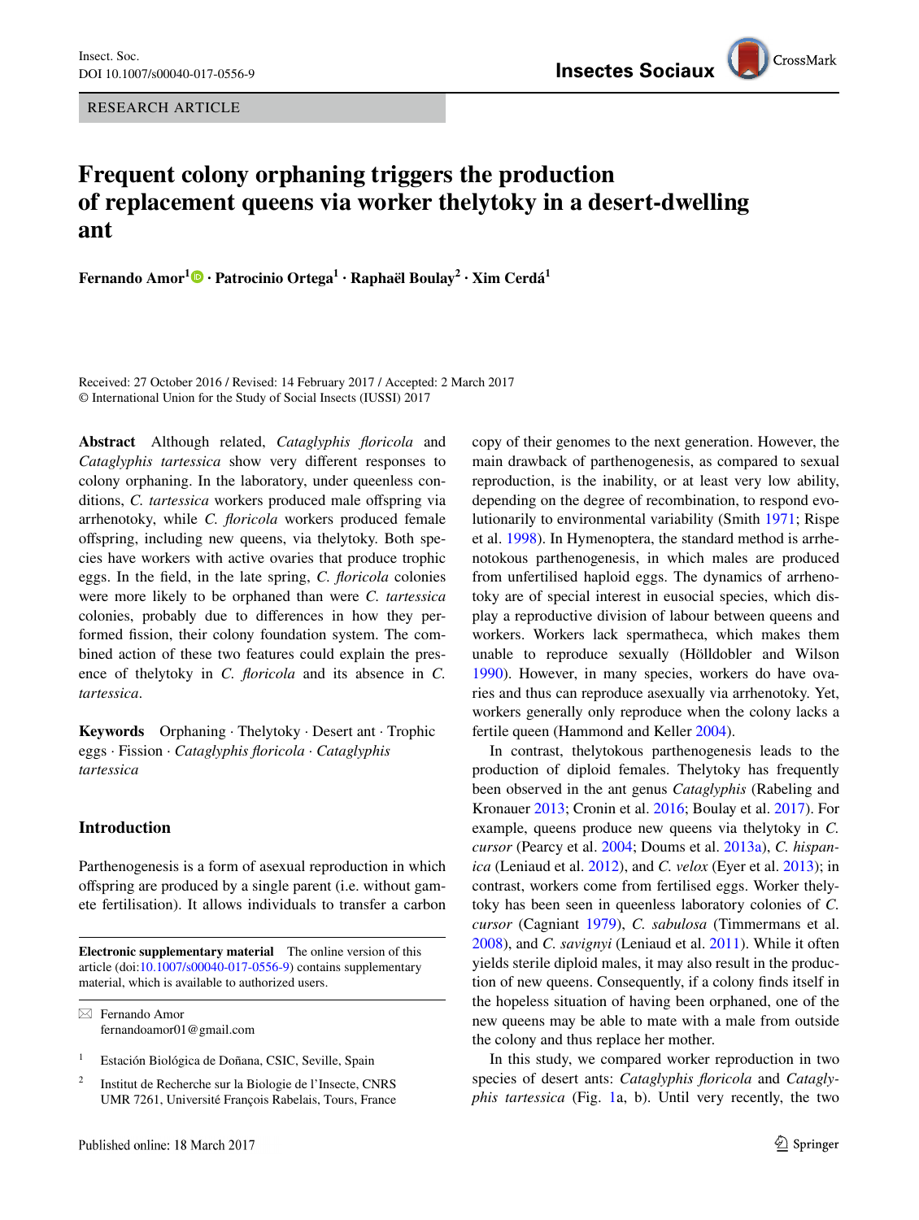RESEARCH ARTICLE

# Frequent colony orphaning triggers the production of replacement queens via worker thelytoky in a desert-dwelling ant

**Fernando Amor**[1] · **Patrocinio Ortega**[1] · **Raphaël Boulay**[2] · **Xim Cerdá**[1]

Received: 27 October 2016 / Revised: 14 February 2017 / Accepted: 2 March 2017
© International Union for the Study of Social Insects (IUSSI) 2017

**Abstract** Although related, *Cataglyphis floricola* and *Cataglyphis tartessica* show very different responses to colony orphaning. In the laboratory, under queenless conditions, *C. tartessica* workers produced male offspring via arrhenotoky, while *C. floricola* workers produced female offspring, including new queens, via thelytoky. Both species have workers with active ovaries that produce trophic eggs. In the field, in the late spring, *C. floricola* colonies were more likely to be orphaned than were *C. tartessica* colonies, probably due to differences in how they performed fission, their colony foundation system. The combined action of these two features could explain the presence of thelytoky in *C. floricola* and its absence in *C. tartessica*.

**Keywords** Orphaning · Thelytoky · Desert ant · Trophic eggs · Fission · *Cataglyphis floricola* · *Cataglyphis tartessica*

## Introduction

Parthenogenesis is a form of asexual reproduction in which offspring are produced by a single parent (i.e. without gamete fertilisation). It allows individuals to transfer a carbon copy of their genomes to the next generation. However, the main drawback of parthenogenesis, as compared to sexual reproduction, is the inability, or at least very low ability, depending on the degree of recombination, to respond evolutionarily to environmental variability (Smith 1971; Rispe et al. 1998). In Hymenoptera, the standard method is arrhenotokous parthenogenesis, in which males are produced from unfertilised haploid eggs. The dynamics of arrhenotoky are of special interest in eusocial species, which display a reproductive division of labour between queens and workers. Workers lack spermatheca, which makes them unable to reproduce sexually (Hölldobler and Wilson 1990). However, in many species, workers do have ovaries and thus can reproduce asexually via arrhenotoky. Yet, workers generally only reproduce when the colony lacks a fertile queen (Hammond and Keller 2004).

In contrast, thelytokous parthenogenesis leads to the production of diploid females. Thelytoky has frequently been observed in the ant genus *Cataglyphis* (Rabeling and Kronauer 2013; Cronin et al. 2016; Boulay et al. 2017). For example, queens produce new queens via thelytoky in *C. cursor* (Pearcy et al. 2004; Doums et al. 2013a), *C. hispanica* (Leniaud et al. 2012), and *C. velox* (Eyer et al. 2013); in contrast, workers come from fertilised eggs. Worker thelytoky has been seen in queenless laboratory colonies of *C. cursor* (Cagniant 1979), *C. sabulosa* (Timmermans et al. 2008), and *C. savignyi* (Leniaud et al. 2011). While it often yields sterile diploid males, it may also result in the production of new queens. Consequently, if a colony finds itself in the hopeless situation of having been orphaned, one of the new queens may be able to mate with a male from outside the colony and thus replace her mother.

In this study, we compared worker reproduction in two species of desert ants: *Cataglyphis floricola* and *Cataglyphis tartessica* (Fig. 1a, b). Until very recently, the two

---

**Electronic supplementary material** The online version of this article (doi:10.1007/s00040-017-0556-9) contains supplementary material, which is available to authorized users.

✉ Fernando Amor
fernandoamor01@gmail.com

[1] Estación Biológica de Doñana, CSIC, Seville, Spain

[2] Institut de Recherche sur la Biologie de l'Insecte, CNRS UMR 7261, Université François Rabelais, Tours, France

Published online: 18 March 2017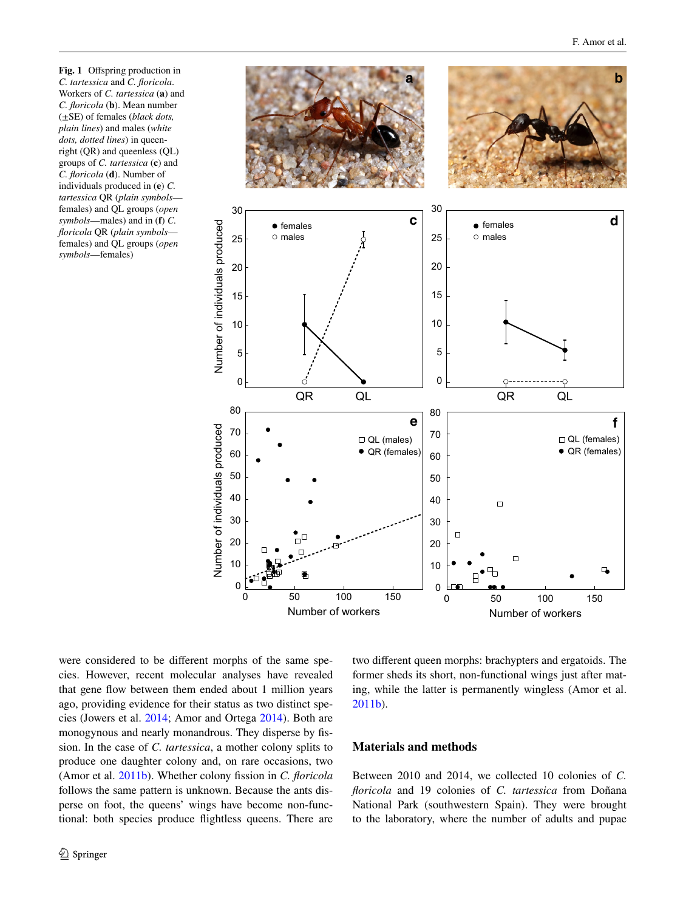**Fig. 1** Offspring production in *C. tartessica* and *C. floricola*. Workers of *C. tartessica* (**a**) and *C. floricola* (**b**). Mean number (±SE) of females (*black dots, plain lines*) and males (*white dots, dotted lines*) in queen-right (QR) and queenless (QL) groups of *C. tartessica* (**c**) and *C. floricola* (**d**). Number of individuals produced in (**e**) *C. tartessica* QR (*plain symbols*—females) and QL groups (*open symbols*—males) and in (**f**) *C. floricola* QR (*plain symbols*—females) and QL groups (*open symbols*—females)

were considered to be different morphs of the same species. However, recent molecular analyses have revealed that gene flow between them ended about 1 million years ago, providing evidence for their status as two distinct species (Jowers et al. 2014; Amor and Ortega 2014). Both are monogynous and nearly monandrous. They disperse by fission. In the case of *C. tartessica*, a mother colony splits to produce one daughter colony and, on rare occasions, two (Amor et al. 2011b). Whether colony fission in *C. floricola* follows the same pattern is unknown. Because the ants disperse on foot, the queens' wings have become non-functional: both species produce flightless queens. There are two different queen morphs: brachypters and ergatoids. The former sheds its short, non-functional wings just after mating, while the latter is permanently wingless (Amor et al. 2011b).

## Materials and methods

Between 2010 and 2014, we collected 10 colonies of *C. floricola* and 19 colonies of *C. tartessica* from Doñana National Park (southwestern Spain). They were brought to the laboratory, where the number of adults and pupae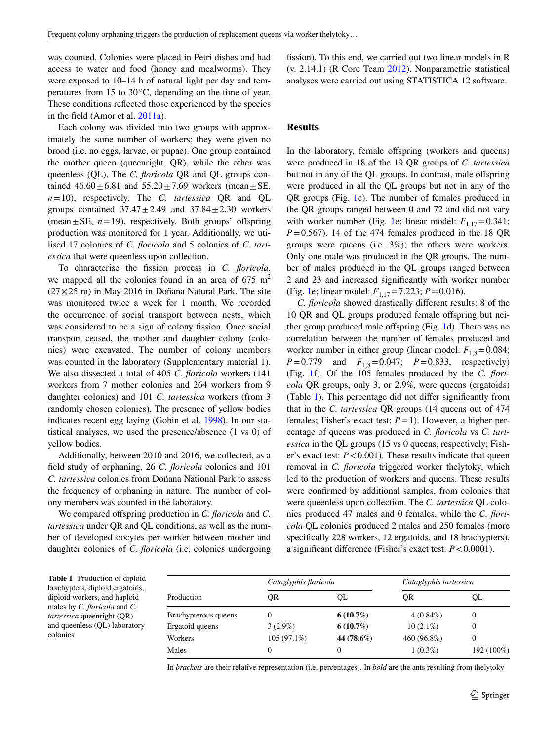was counted. Colonies were placed in Petri dishes and had access to water and food (honey and mealworms). They were exposed to 10–14 h of natural light per day and temperatures from 15 to 30 °C, depending on the time of year. These conditions reflected those experienced by the species in the field (Amor et al. 2011a).

Each colony was divided into two groups with approximately the same number of workers; they were given no brood (i.e. no eggs, larvae, or pupae). One group contained the mother queen (queenright, QR), while the other was queenless (QL). The *C. floricola* QR and QL groups contained $46.60 \pm 6.81$ and $55.20 \pm 7.69$ workers (mean ± SE, $n = 10$), respectively. The *C. tartessica* QR and QL groups contained $37.47 \pm 2.49$ and $37.84 \pm 2.30$ workers (mean ± SE, $n = 19$), respectively. Both groups' offspring production was monitored for 1 year. Additionally, we utilised 17 colonies of *C. floricola* and 5 colonies of *C. tartessica* that were queenless upon collection.

To characterise the fission process in *C. floricola*, we mapped all the colonies found in an area of 675 $m^2$ (27 × 25 m) in May 2016 in Doñana Natural Park. The site was monitored twice a week for 1 month. We recorded the occurrence of social transport between nests, which was considered to be a sign of colony fission. Once social transport ceased, the mother and daughter colony (colonies) were excavated. The number of colony members was counted in the laboratory (Supplementary material 1). We also dissected a total of 405 *C. floricola* workers (141 workers from 7 mother colonies and 264 workers from 9 daughter colonies) and 101 *C. tartessica* workers (from 3 randomly chosen colonies). The presence of yellow bodies indicates recent egg laying (Gobin et al. 1998). In our statistical analyses, we used the presence/absence (1 vs 0) of yellow bodies.

Additionally, between 2010 and 2016, we collected, as a field study of orphaning, 26 *C. floricola* colonies and 101 *C. tartessica* colonies from Doñana National Park to assess the frequency of orphaning in nature. The number of colony members was counted in the laboratory.

We compared offspring production in *C. floricola* and *C. tartessica* under QR and QL conditions, as well as the number of developed oocytes per worker between mother and daughter colonies of *C. floricola* (i.e. colonies undergoing fission). To this end, we carried out two linear models in R (v. 2.14.1) (R Core Team 2012). Nonparametric statistical analyses were carried out using STATISTICA 12 software.

## Results

In the laboratory, female offspring (workers and queens) were produced in 18 of the 19 QR groups of *C. tartessica* but not in any of the QL groups. In contrast, male offspring were produced in all the QL groups but not in any of the QR groups (Fig. 1c). The number of females produced in the QR groups ranged between 0 and 72 and did not vary with worker number (Fig. 1e; linear model: $F_{1,17} = 0.341$; $P = 0.567$). 14 of the 474 females produced in the 18 QR groups were queens (i.e. 3%); the others were workers. Only one male was produced in the QR groups. The number of males produced in the QL groups ranged between 2 and 23 and increased significantly with worker number (Fig. 1e; linear model: $F_{1,17} = 7.223$; $P = 0.016$).

*C. floricola* showed drastically different results: 8 of the 10 QR and QL groups produced female offspring but neither group produced male offspring (Fig. 1d). There was no correlation between the number of females produced and worker number in either group (linear model: $F_{1,8} = 0.084$; $P = 0.779$ and $F_{1,8} = 0.047$; $P = 0.833$, respectively) (Fig. 1f). Of the 105 females produced by the *C. floricola* QR groups, only 3, or 2.9%, were queens (ergatoids) (Table 1). This percentage did not differ significantly from that in the *C. tartessica* QR groups (14 queens out of 474 females; Fisher's exact test: $P = 1$). However, a higher percentage of queens was produced in *C. floricola* vs *C. tartessica* in the QL groups (15 vs 0 queens, respectively; Fisher's exact test: $P < 0.001$). These results indicate that queen removal in *C. floricola* triggered worker thelytoky, which led to the production of workers and queens. These results were confirmed by additional samples, from colonies that were queenless upon collection. The *C. tartessica* QL colonies produced 47 males and 0 females, while the *C. floricola* QL colonies produced 2 males and 250 females (more specifically 228 workers, 12 ergatoids, and 18 brachypters), a significant difference (Fisher's exact test: $P < 0.0001$).

**Table 1** Production of diploid brachypters, diploid ergatoids, diploid workers, and haploid males by *C. floricola* and *C. tartessica* queenright (QR) and queenless (QL) laboratory colonies

| Production | *Cataglyphis floricola* | | *Cataglyphis tartessica* | |
|---|---|---|---|---|
| | QR | QL | QR | QL |
| Brachypterous queens | 0 | **6 (10.7%)** | 4 (0.84%) | 0 |
| Ergatoid queens | 3 (2.9%) | **6 (10.7%)** | 10 (2.1%) | 0 |
| Workers | 105 (97.1%) | **44 (78.6%)** | 460 (96.8%) | 0 |
| Males | 0 | 0 | 1 (0.3%) | 192 (100%) |

In *brackets* are their relative representation (i.e. percentages). In *bold* are the ants resulting from thelytoky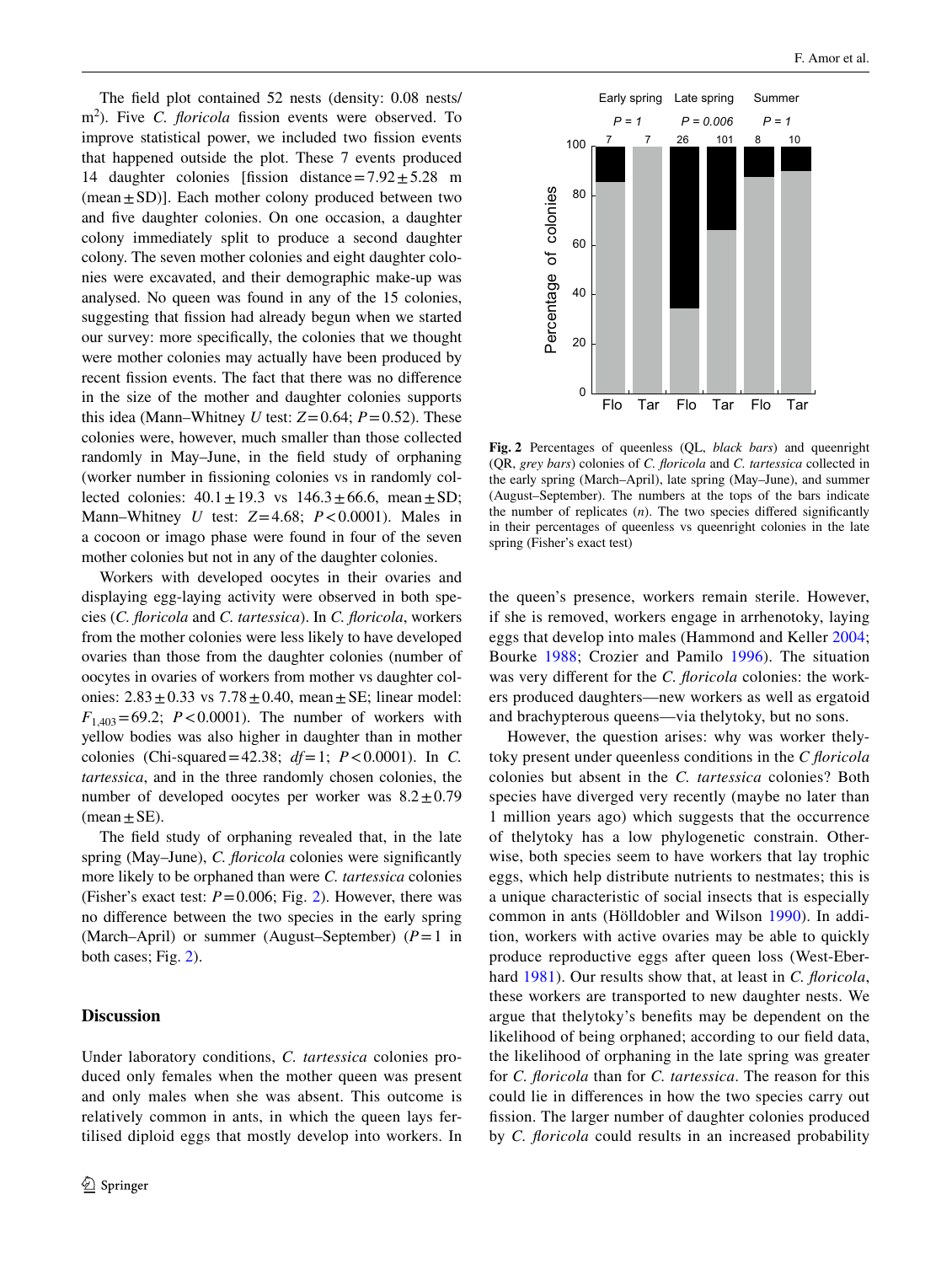The field plot contained 52 nests (density: 0.08 nests/m$^2$). Five *C. floricola* fission events were observed. To improve statistical power, we included two fission events that happened outside the plot. These 7 events produced 14 daughter colonies [fission distance = 7.92 ± 5.28 m (mean ± SD)]. Each mother colony produced between two and five daughter colonies. On one occasion, a daughter colony immediately split to produce a second daughter colony. The seven mother colonies and eight daughter colonies were excavated, and their demographic make-up was analysed. No queen was found in any of the 15 colonies, suggesting that fission had already begun when we started our survey: more specifically, the colonies that we thought were mother colonies may actually have been produced by recent fission events. The fact that there was no difference in the size of the mother and daughter colonies supports this idea (Mann–Whitney $U$ test: $Z = 0.64$; $P = 0.52$). These colonies were, however, much smaller than those collected randomly in May–June, in the field study of orphaning (worker number in fissioning colonies vs in randomly collected colonies: 40.1 ± 19.3 vs 146.3 ± 66.6, mean ± SD; Mann–Whitney $U$ test: $Z = 4.68$; $P < 0.0001$). Males in a cocoon or imago phase were found in four of the seven mother colonies but not in any of the daughter colonies.

Workers with developed oocytes in their ovaries and displaying egg-laying activity were observed in both species (*C. floricola* and *C. tartessica*). In *C. floricola*, workers from the mother colonies were less likely to have developed ovaries than those from the daughter colonies (number of oocytes in ovaries of workers from mother vs daughter colonies: 2.83 ± 0.33 vs 7.78 ± 0.40, mean ± SE; linear model: $F_{1,403} = 69.2$; $P < 0.0001$). The number of workers with yellow bodies was also higher in daughter than in mother colonies (Chi-squared = 42.38; $df = 1$; $P < 0.0001$). In *C. tartessica*, and in the three randomly chosen colonies, the number of developed oocytes per worker was 8.2 ± 0.79 (mean ± SE).

The field study of orphaning revealed that, in the late spring (May–June), *C. floricola* colonies were significantly more likely to be orphaned than were *C. tartessica* colonies (Fisher's exact test: $P = 0.006$; Fig. 2). However, there was no difference between the two species in the early spring (March–April) or summer (August–September) ($P = 1$ in both cases; Fig. 2).

**Fig. 2** Percentages of queenless (QL, *black bars*) and queenright (QR, *grey bars*) colonies of *C. floricola* and *C. tartessica* collected in the early spring (March–April), late spring (May–June), and summer (August–September). The numbers at the tops of the bars indicate the number of replicates ($n$). The two species differed significantly in their percentages of queenless vs queenright colonies in the late spring (Fisher's exact test)

## Discussion

Under laboratory conditions, *C. tartessica* colonies produced only females when the mother queen was present and only males when she was absent. This outcome is relatively common in ants, in which the queen lays fertilised diploid eggs that mostly develop into workers. In the queen's presence, workers remain sterile. However, if she is removed, workers engage in arrhenotoky, laying eggs that develop into males (Hammond and Keller 2004; Bourke 1988; Crozier and Pamilo 1996). The situation was very different for the *C. floricola* colonies: the workers produced daughters—new workers as well as ergatoid and brachypterous queens—via thelytoky, but no sons.

However, the question arises: why was worker thelytoky present under queenless conditions in the *C floricola* colonies but absent in the *C. tartessica* colonies? Both species have diverged very recently (maybe no later than 1 million years ago) which suggests that the occurrence of thelytoky has a low phylogenetic constrain. Otherwise, both species seem to have workers that lay trophic eggs, which help distribute nutrients to nestmates; this is a unique characteristic of social insects that is especially common in ants (Hölldobler and Wilson 1990). In addition, workers with active ovaries may be able to quickly produce reproductive eggs after queen loss (West-Eberhard 1981). Our results show that, at least in *C. floricola*, these workers are transported to new daughter nests. We argue that thelytoky's benefits may be dependent on the likelihood of being orphaned; according to our field data, the likelihood of orphaning in the late spring was greater for *C. floricola* than for *C. tartessica*. The reason for this could lie in differences in how the two species carry out fission. The larger number of daughter colonies produced by *C. floricola* could results in an increased probability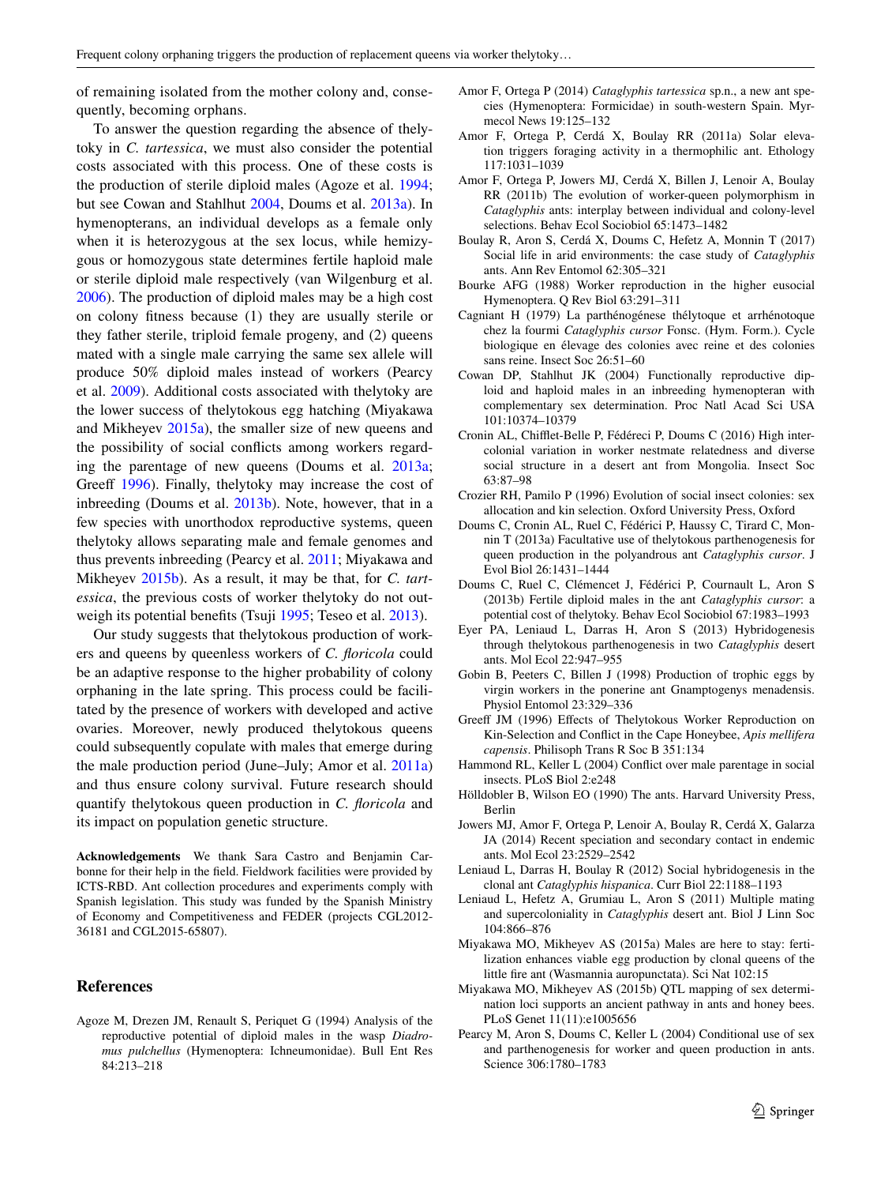of remaining isolated from the mother colony and, consequently, becoming orphans.

To answer the question regarding the absence of thelytoky in *C. tartessica*, we must also consider the potential costs associated with this process. One of these costs is the production of sterile diploid males (Agoze et al. 1994; but see Cowan and Stahlhut 2004, Doums et al. 2013a). In hymenopterans, an individual develops as a female only when it is heterozygous at the sex locus, while hemizygous or homozygous state determines fertile haploid male or sterile diploid male respectively (van Wilgenburg et al. 2006). The production of diploid males may be a high cost on colony fitness because (1) they are usually sterile or they father sterile, triploid female progeny, and (2) queens mated with a single male carrying the same sex allele will produce 50% diploid males instead of workers (Pearcy et al. 2009). Additional costs associated with thelytoky are the lower success of thelytokous egg hatching (Miyakawa and Mikheyev 2015a), the smaller size of new queens and the possibility of social conflicts among workers regarding the parentage of new queens (Doums et al. 2013a; Greeff 1996). Finally, thelytoky may increase the cost of inbreeding (Doums et al. 2013b). Note, however, that in a few species with unorthodox reproductive systems, queen thelytoky allows separating male and female genomes and thus prevents inbreeding (Pearcy et al. 2011; Miyakawa and Mikheyev 2015b). As a result, it may be that, for *C. tartessica*, the previous costs of worker thelytoky do not outweigh its potential benefits (Tsuji 1995; Teseo et al. 2013).

Our study suggests that thelytokous production of workers and queens by queenless workers of *C. floricola* could be an adaptive response to the higher probability of colony orphaning in the late spring. This process could be facilitated by the presence of workers with developed and active ovaries. Moreover, newly produced thelytokous queens could subsequently copulate with males that emerge during the male production period (June–July; Amor et al. 2011a) and thus ensure colony survival. Future research should quantify thelytokous queen production in *C. floricola* and its impact on population genetic structure.

**Acknowledgements** We thank Sara Castro and Benjamin Carbonne for their help in the field. Fieldwork facilities were provided by ICTS-RBD. Ant collection procedures and experiments comply with Spanish legislation. This study was funded by the Spanish Ministry of Economy and Competitiveness and FEDER (projects CGL2012-36181 and CGL2015-65807).

## References

Agoze M, Drezen JM, Renault S, Periquet G (1994) Analysis of the reproductive potential of diploid males in the wasp *Diadromus pulchellus* (Hymenoptera: Ichneumonidae). Bull Ent Res 84:213–218

Amor F, Ortega P (2014) *Cataglyphis tartessica* sp.n., a new ant species (Hymenoptera: Formicidae) in south-western Spain. Myrmecol News 19:125–132

Amor F, Ortega P, Cerdá X, Boulay RR (2011a) Solar elevation triggers foraging activity in a thermophilic ant. Ethology 117:1031–1039

Amor F, Ortega P, Jowers MJ, Cerdá X, Billen J, Lenoir A, Boulay RR (2011b) The evolution of worker-queen polymorphism in *Cataglyphis* ants: interplay between individual and colony-level selections. Behav Ecol Sociobiol 65:1473–1482

Boulay R, Aron S, Cerdá X, Doums C, Hefetz A, Monnin T (2017) Social life in arid environments: the case study of *Cataglyphis* ants. Ann Rev Entomol 62:305–321

Bourke AFG (1988) Worker reproduction in the higher eusocial Hymenoptera. Q Rev Biol 63:291–311

Cagniant H (1979) La parthénogénese thélytoque et arrhénotoque chez la fourmi *Cataglyphis cursor* Fonsc. (Hym. Form.). Cycle biologique en élevage des colonies avec reine et des colonies sans reine. Insect Soc 26:51–60

Cowan DP, Stahlhut JK (2004) Functionally reproductive diploid and haploid males in an inbreeding hymenopteran with complementary sex determination. Proc Natl Acad Sci USA 101:10374–10379

Cronin AL, Chifflet-Belle P, Fédéreci P, Doums C (2016) High inter-colonial variation in worker nestmate relatedness and diverse social structure in a desert ant from Mongolia. Insect Soc 63:87–98

Crozier RH, Pamilo P (1996) Evolution of social insect colonies: sex allocation and kin selection. Oxford University Press, Oxford

Doums C, Cronin AL, Ruel C, Fédérici P, Haussy C, Tirard C, Monnin T (2013a) Facultative use of thelytokous parthenogenesis for queen production in the polyandrous ant *Cataglyphis cursor*. J Evol Biol 26:1431–1444

Doums C, Ruel C, Clémencet J, Fédérici P, Cournault L, Aron S (2013b) Fertile diploid males in the ant *Cataglyphis cursor*: a potential cost of thelytoky. Behav Ecol Sociobiol 67:1983–1993

Eyer PA, Leniaud L, Darras H, Aron S (2013) Hybridogenesis through thelytokous parthenogenesis in two *Cataglyphis* desert ants. Mol Ecol 22:947–955

Gobin B, Peeters C, Billen J (1998) Production of trophic eggs by virgin workers in the ponerine ant Gnamptogenys menadensis. Physiol Entomol 23:329–336

Greeff JM (1996) Effects of Thelytokous Worker Reproduction on Kin-Selection and Conflict in the Cape Honeybee, *Apis mellifera capensis*. Philisoph Trans R Soc B 351:134

Hammond RL, Keller L (2004) Conflict over male parentage in social insects. PLoS Biol 2:e248

Hölldobler B, Wilson EO (1990) The ants. Harvard University Press, Berlin

Jowers MJ, Amor F, Ortega P, Lenoir A, Boulay R, Cerdá X, Galarza JA (2014) Recent speciation and secondary contact in endemic ants. Mol Ecol 23:2529–2542

Leniaud L, Darras H, Boulay R (2012) Social hybridogenesis in the clonal ant *Cataglyphis hispanica*. Curr Biol 22:1188–1193

Leniaud L, Hefetz A, Grumiau L, Aron S (2011) Multiple mating and supercoloniality in *Cataglyphis* desert ant. Biol J Linn Soc 104:866–876

Miyakawa MO, Mikheyev AS (2015a) Males are here to stay: fertilization enhances viable egg production by clonal queens of the little fire ant (Wasmannia auropunctata). Sci Nat 102:15

Miyakawa MO, Mikheyev AS (2015b) QTL mapping of sex determination loci supports an ancient pathway in ants and honey bees. PLoS Genet 11(11):e1005656

Pearcy M, Aron S, Doums C, Keller L (2004) Conditional use of sex and parthenogenesis for worker and queen production in ants. Science 306:1780–1783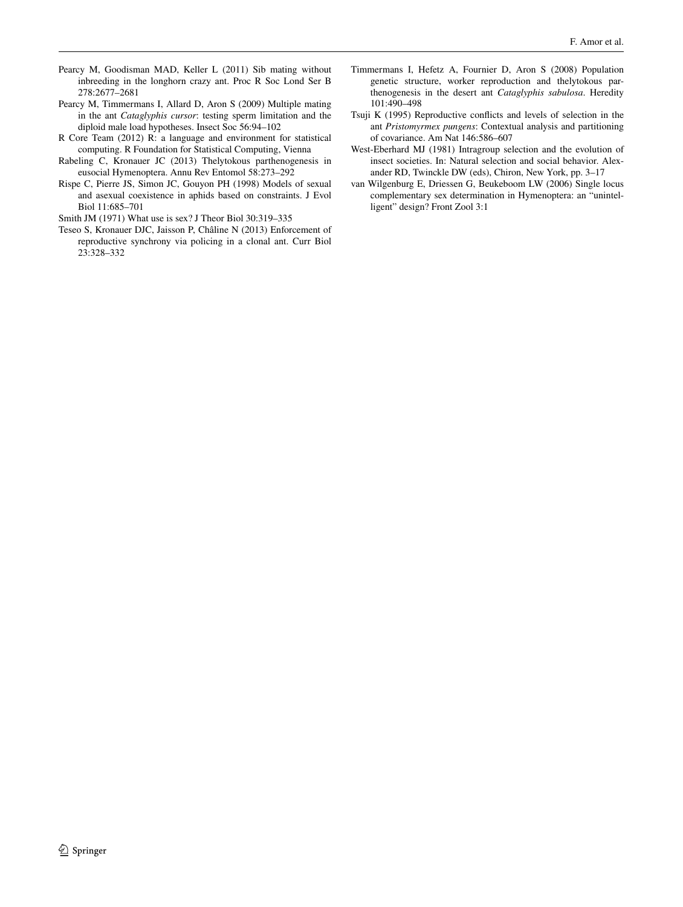Pearcy M, Goodisman MAD, Keller L (2011) Sib mating without inbreeding in the longhorn crazy ant. Proc R Soc Lond Ser B 278:2677–2681

Pearcy M, Timmermans I, Allard D, Aron S (2009) Multiple mating in the ant *Cataglyphis cursor*: testing sperm limitation and the diploid male load hypotheses. Insect Soc 56:94–102

R Core Team (2012) R: a language and environment for statistical computing. R Foundation for Statistical Computing, Vienna

Rabeling C, Kronauer JC (2013) Thelytokous parthenogenesis in eusocial Hymenoptera. Annu Rev Entomol 58:273–292

Rispe C, Pierre JS, Simon JC, Gouyon PH (1998) Models of sexual and asexual coexistence in aphids based on constraints. J Evol Biol 11:685–701

Smith JM (1971) What use is sex? J Theor Biol 30:319–335

Teseo S, Kronauer DJC, Jaisson P, Châline N (2013) Enforcement of reproductive synchrony via policing in a clonal ant. Curr Biol 23:328–332

Timmermans I, Hefetz A, Fournier D, Aron S (2008) Population genetic structure, worker reproduction and thelytokous parthenogenesis in the desert ant *Cataglyphis sabulosa*. Heredity 101:490–498

Tsuji K (1995) Reproductive conflicts and levels of selection in the ant *Pristomyrmex pungens*: Contextual analysis and partitioning of covariance. Am Nat 146:586–607

West-Eberhard MJ (1981) Intragroup selection and the evolution of insect societies. In: Natural selection and social behavior. Alexander RD, Twinckle DW (eds), Chiron, New York, pp. 3–17

van Wilgenburg E, Driessen G, Beukeboom LW (2006) Single locus complementary sex determination in Hymenoptera: an "unintelligent" design? Front Zool 3:1